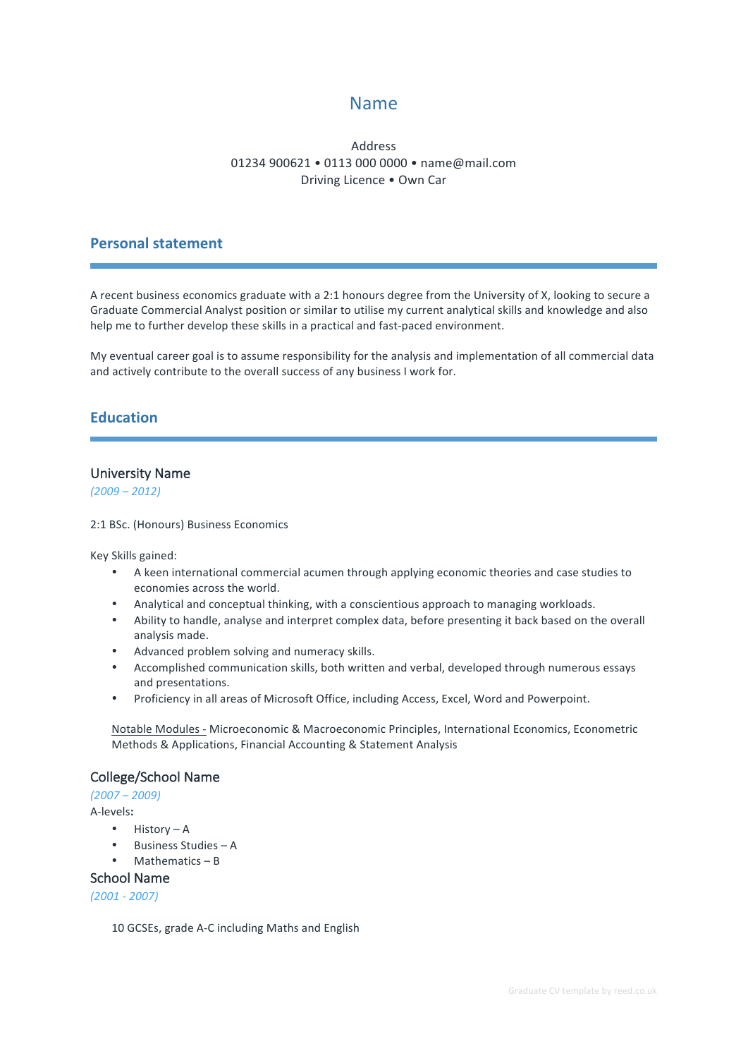# Name

Address
01234 900621 • 0113 000 0000 • name@mail.com
Driving Licence • Own Car

## Personal statement

A recent business economics graduate with a 2:1 honours degree from the University of X, looking to secure a Graduate Commercial Analyst position or similar to utilise my current analytical skills and knowledge and also help me to further develop these skills in a practical and fast-paced environment.

My eventual career goal is to assume responsibility for the analysis and implementation of all commercial data and actively contribute to the overall success of any business I work for.

## Education

### University Name

*(2009 – 2012)*

2:1 BSc. (Honours) Business Economics

Key Skills gained:

- A keen international commercial acumen through applying economic theories and case studies to economies across the world.
- Analytical and conceptual thinking, with a conscientious approach to managing workloads.
- Ability to handle, analyse and interpret complex data, before presenting it back based on the overall analysis made.
- Advanced problem solving and numeracy skills.
- Accomplished communication skills, both written and verbal, developed through numerous essays and presentations.
- Proficiency in all areas of Microsoft Office, including Access, Excel, Word and Powerpoint.

Notable Modules - Microeconomic & Macroeconomic Principles, International Economics, Econometric Methods & Applications, Financial Accounting & Statement Analysis

### College/School Name

*(2007 – 2009)*

A-levels**:**

- History – A
- Business Studies – A
- Mathematics – B

### School Name

*(2001 - 2007)*

10 GCSEs, grade A-C including Maths and English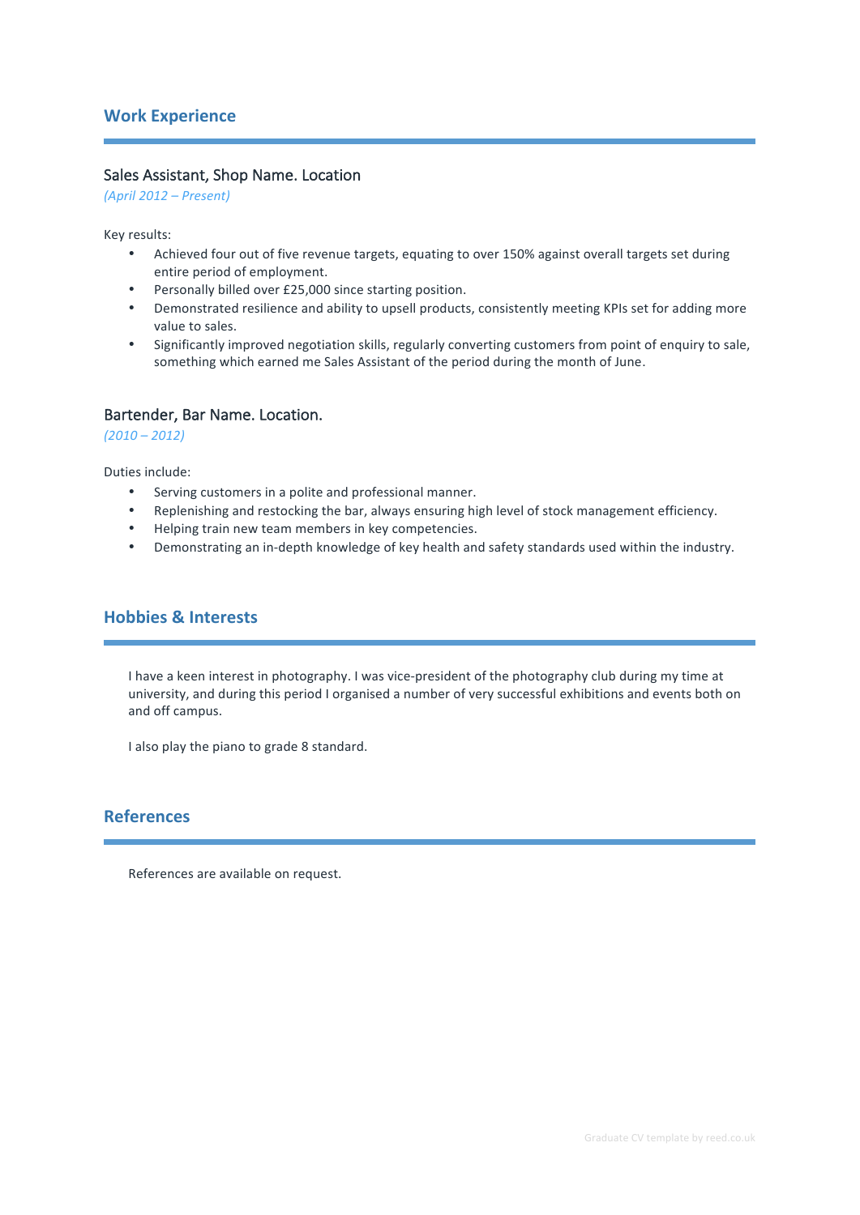## Work Experience

### Sales Assistant, Shop Name. Location

*(April 2012 – Present)*

Key results:

- Achieved four out of five revenue targets, equating to over 150% against overall targets set during entire period of employment.
- Personally billed over £25,000 since starting position.
- Demonstrated resilience and ability to upsell products, consistently meeting KPIs set for adding more value to sales.
- Significantly improved negotiation skills, regularly converting customers from point of enquiry to sale, something which earned me Sales Assistant of the period during the month of June.

### Bartender, Bar Name. Location.

*(2010 – 2012)*

Duties include:

- Serving customers in a polite and professional manner.
- Replenishing and restocking the bar, always ensuring high level of stock management efficiency.
- Helping train new team members in key competencies.
- Demonstrating an in-depth knowledge of key health and safety standards used within the industry.

## Hobbies & Interests

I have a keen interest in photography. I was vice-president of the photography club during my time at university, and during this period I organised a number of very successful exhibitions and events both on and off campus.

I also play the piano to grade 8 standard.

## References

References are available on request.